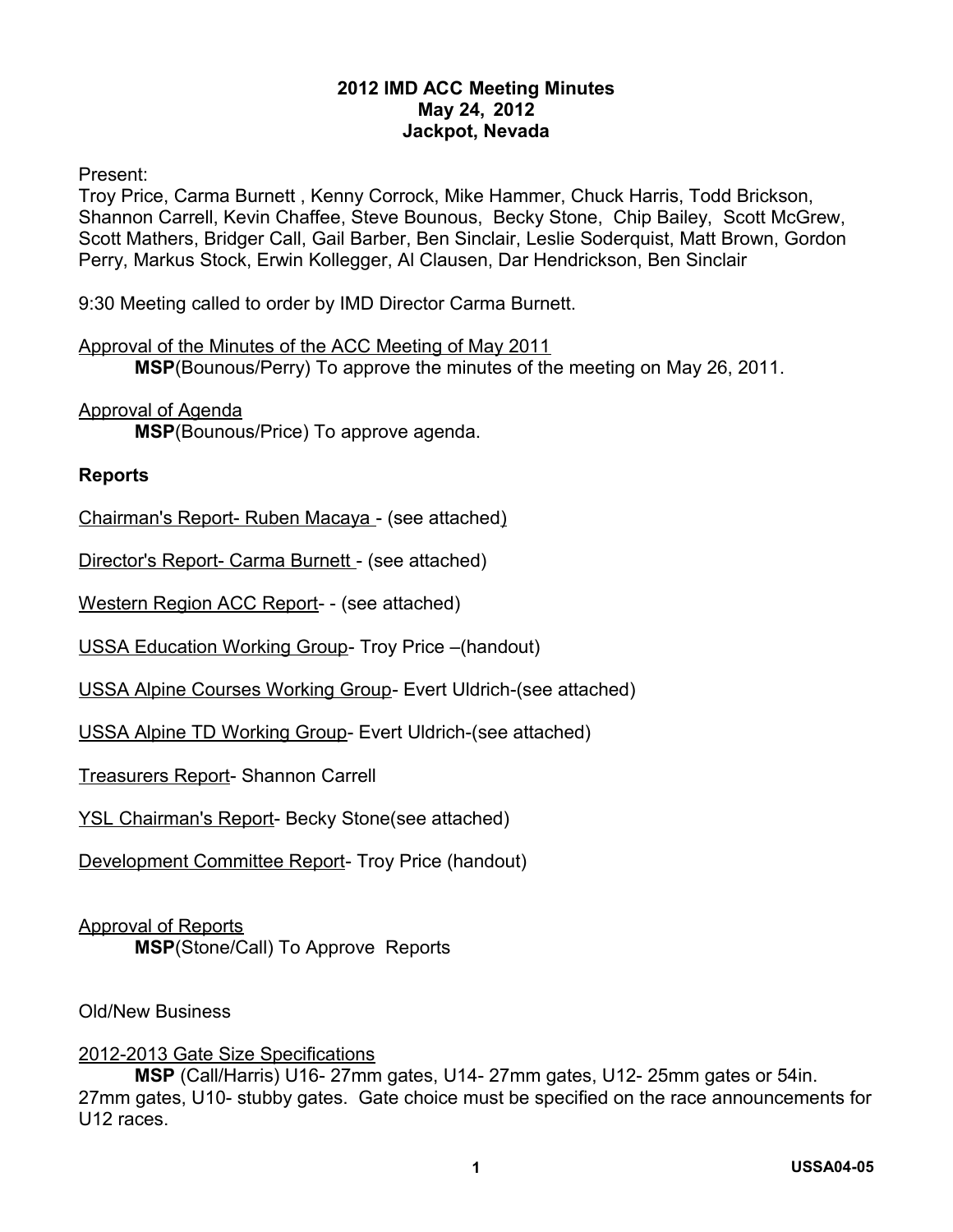**2012 IMD ACC Meeting Minutes**
**May 24, 2012**
**Jackpot, Nevada**

Present:
Troy Price, Carma Burnett , Kenny Corrock, Mike Hammer, Chuck Harris, Todd Brickson, Shannon Carrell, Kevin Chaffee, Steve Bounous, Becky Stone, Chip Bailey, Scott McGrew, Scott Mathers, Bridger Call, Gail Barber, Ben Sinclair, Leslie Soderquist, Matt Brown, Gordon Perry, Markus Stock, Erwin Kollegger, Al Clausen, Dar Hendrickson, Ben Sinclair

9:30 Meeting called to order by IMD Director Carma Burnett.

<u>Approval of the Minutes of the ACC Meeting of May 2011</u>
**MSP**(Bounous/Perry) To approve the minutes of the meeting on May 26, 2011.

<u>Approval of Agenda</u>
**MSP**(Bounous/Price) To approve agenda.

**Reports**

<u>Chairman's Report- Ruben Macaya</u> - (see attached)

<u>Director's Report- Carma Burnett</u> - (see attached)

<u>Western Region ACC Report</u>- - (see attached)

<u>USSA Education Working Group</u>- Troy Price –(handout)

<u>USSA Alpine Courses Working Group</u>- Evert Uldrich-(see attached)

<u>USSA Alpine TD Working Group</u>- Evert Uldrich-(see attached)

<u>Treasurers Report</u>- Shannon Carrell

<u>YSL Chairman's Report</u>- Becky Stone(see attached)

<u>Development Committee Report</u>- Troy Price (handout)

<u>Approval of Reports</u>
**MSP**(Stone/Call) To Approve Reports

Old/New Business

<u>2012-2013 Gate Size Specifications</u>
**MSP** (Call/Harris) U16- 27mm gates, U14- 27mm gates, U12- 25mm gates or 54in. 27mm gates, U10- stubby gates. Gate choice must be specified on the race announcements for U12 races.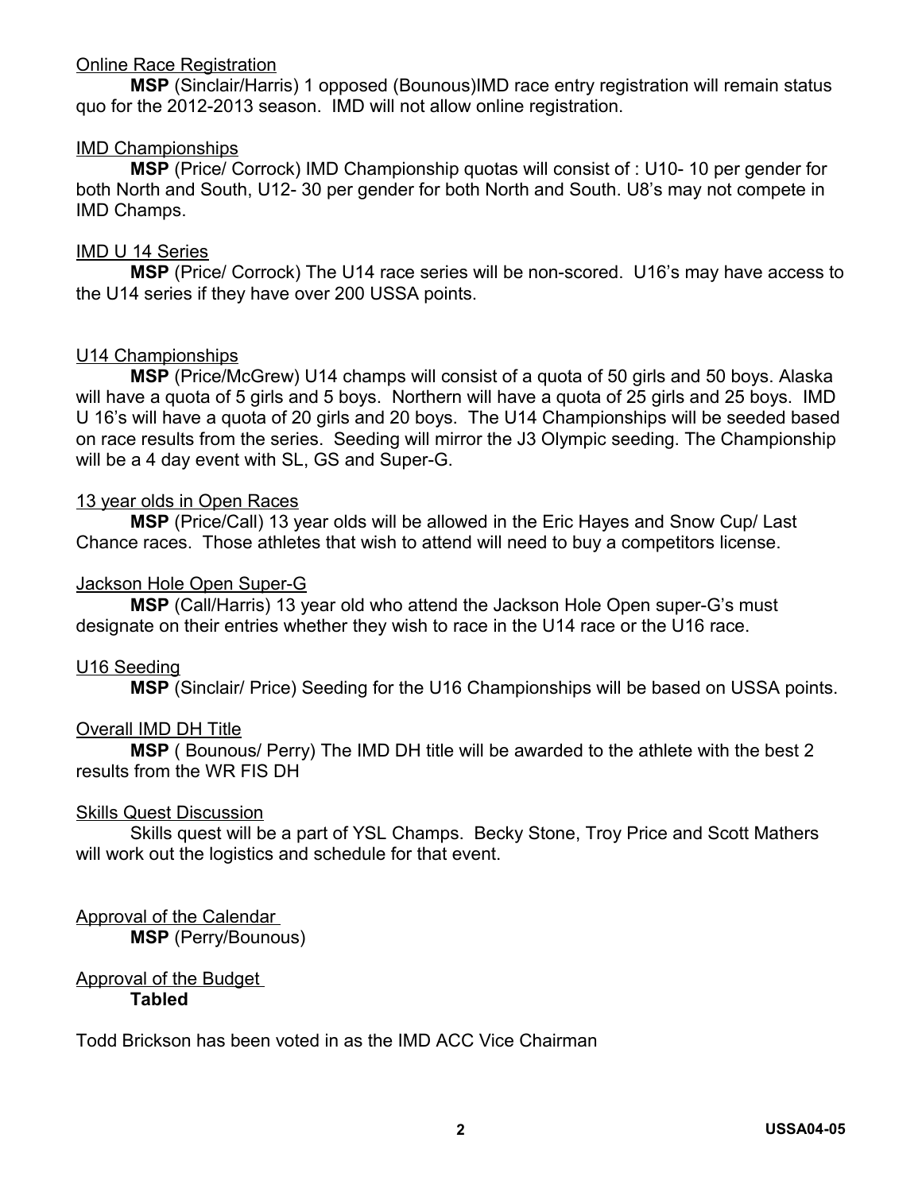Online Race Registration

**MSP** (Sinclair/Harris) 1 opposed (Bounous)IMD race entry registration will remain status quo for the 2012-2013 season. IMD will not allow online registration.

IMD Championships

**MSP** (Price/ Corrock) IMD Championship quotas will consist of : U10- 10 per gender for both North and South, U12- 30 per gender for both North and South. U8's may not compete in IMD Champs.

IMD U 14 Series

**MSP** (Price/ Corrock) The U14 race series will be non-scored. U16's may have access to the U14 series if they have over 200 USSA points.

U14 Championships

**MSP** (Price/McGrew) U14 champs will consist of a quota of 50 girls and 50 boys. Alaska will have a quota of 5 girls and 5 boys. Northern will have a quota of 25 girls and 25 boys. IMD U 16's will have a quota of 20 girls and 20 boys. The U14 Championships will be seeded based on race results from the series. Seeding will mirror the J3 Olympic seeding. The Championship will be a 4 day event with SL, GS and Super-G.

13 year olds in Open Races

**MSP** (Price/Call) 13 year olds will be allowed in the Eric Hayes and Snow Cup/ Last Chance races. Those athletes that wish to attend will need to buy a competitors license.

Jackson Hole Open Super-G

**MSP** (Call/Harris) 13 year old who attend the Jackson Hole Open super-G's must designate on their entries whether they wish to race in the U14 race or the U16 race.

U16 Seeding

**MSP** (Sinclair/ Price) Seeding for the U16 Championships will be based on USSA points.

Overall IMD DH Title

**MSP** ( Bounous/ Perry) The IMD DH title will be awarded to the athlete with the best 2 results from the WR FIS DH

Skills Quest Discussion

Skills quest will be a part of YSL Champs. Becky Stone, Troy Price and Scott Mathers will work out the logistics and schedule for that event.

Approval of the Calendar

**MSP** (Perry/Bounous)

Approval of the Budget

**Tabled**

Todd Brickson has been voted in as the IMD ACC Vice Chairman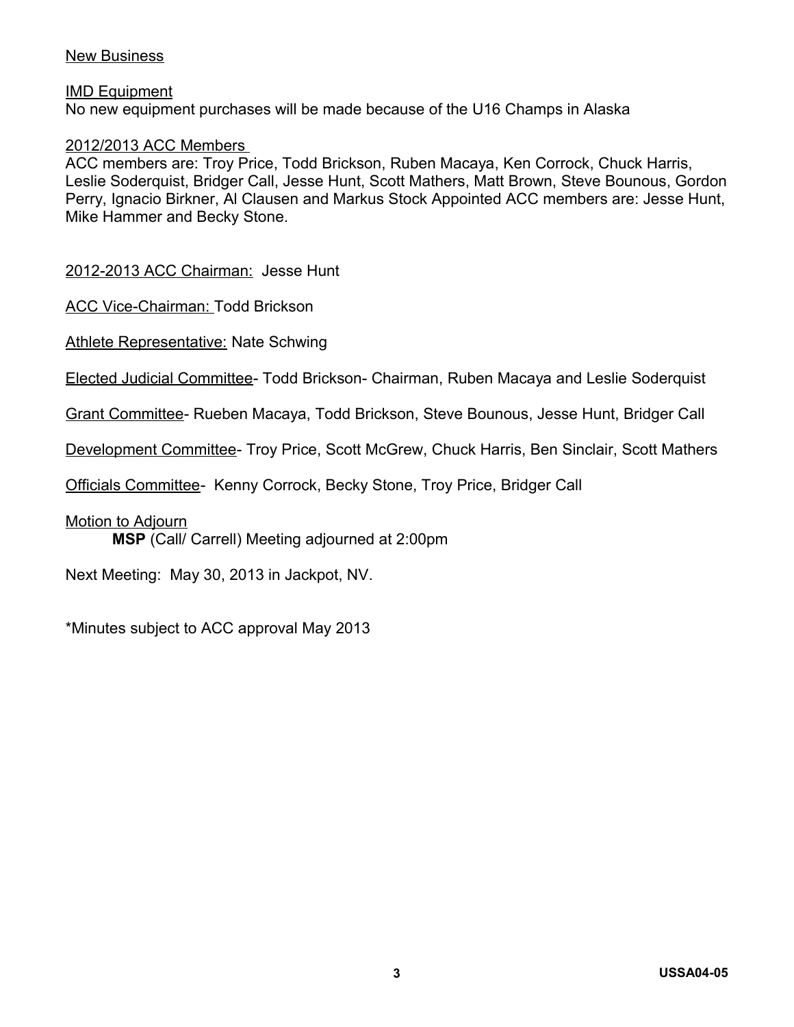## New Business

### IMD Equipment

No new equipment purchases will be made because of the U16 Champs in Alaska

### 2012/2013 ACC Members

ACC members are: Troy Price, Todd Brickson, Ruben Macaya, Ken Corrock, Chuck Harris, Leslie Soderquist, Bridger Call, Jesse Hunt, Scott Mathers, Matt Brown, Steve Bounous, Gordon Perry, Ignacio Birkner, Al Clausen and Markus Stock Appointed ACC members are: Jesse Hunt, Mike Hammer and Becky Stone.

2012-2013 ACC Chairman: Jesse Hunt

ACC Vice-Chairman: Todd Brickson

Athlete Representative: Nate Schwing

Elected Judicial Committee- Todd Brickson- Chairman, Ruben Macaya and Leslie Soderquist

Grant Committee- Rueben Macaya, Todd Brickson, Steve Bounous, Jesse Hunt, Bridger Call

Development Committee- Troy Price, Scott McGrew, Chuck Harris, Ben Sinclair, Scott Mathers

Officials Committee- Kenny Corrock, Becky Stone, Troy Price, Bridger Call

### Motion to Adjourn

**MSP** (Call/ Carrell) Meeting adjourned at 2:00pm

Next Meeting: May 30, 2013 in Jackpot, NV.

*Minutes subject to ACC approval May 2013